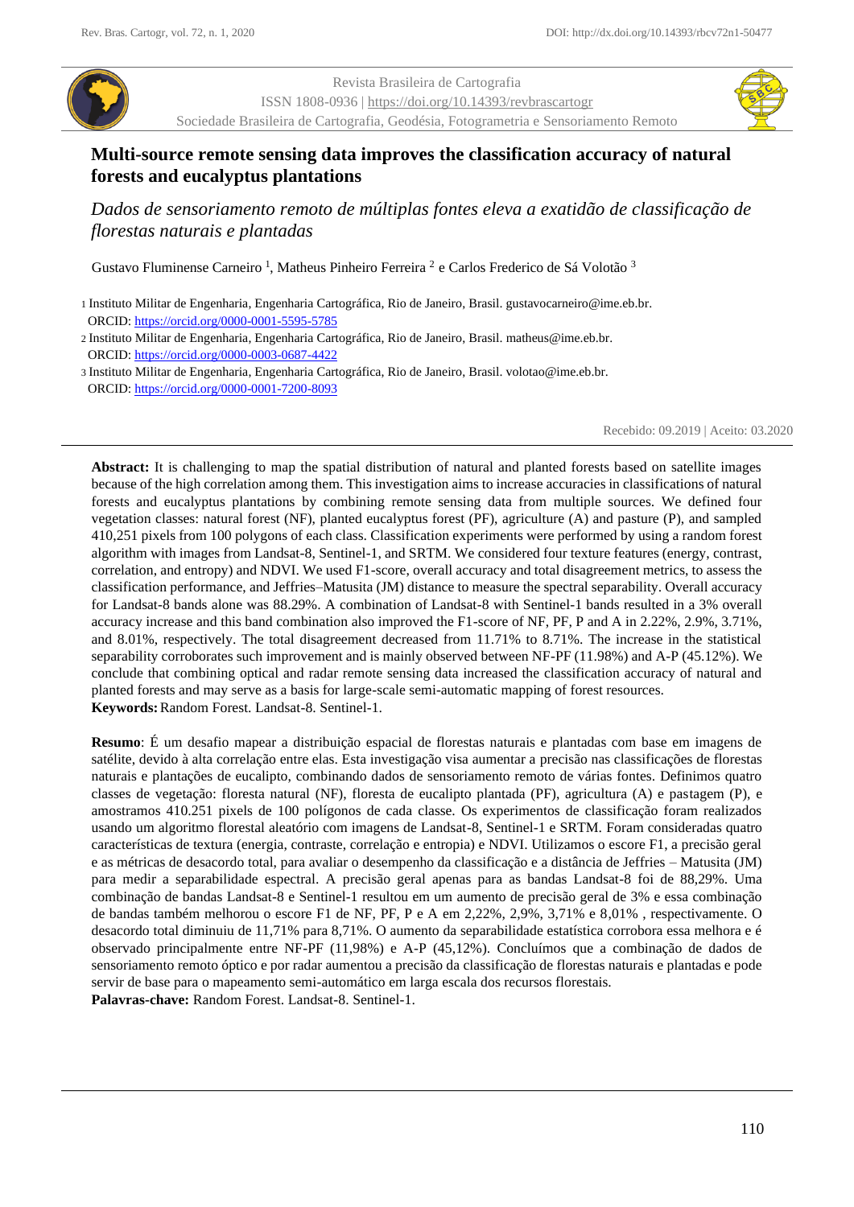Revista Brasileira de Cartografia
ISSN 1808-0936 | https://doi.org/10.14393/revbrascartogr
Sociedade Brasileira de Cartografia, Geodésia, Fotogrametria e Sensoriamento Remoto

# Multi-source remote sensing data improves the classification accuracy of natural forests and eucalyptus plantations

*Dados de sensoriamento remoto de múltiplas fontes eleva a exatidão de classificação de florestas naturais e plantadas*

Gustavo Fluminense Carneiro [1], Matheus Pinheiro Ferreira [2] e Carlos Frederico de Sá Volotão [3]

[1] Instituto Militar de Engenharia, Engenharia Cartográfica, Rio de Janeiro, Brasil. gustavocarneiro@ime.eb.br. ORCID: https://orcid.org/0000-0001-5595-5785

[2] Instituto Militar de Engenharia, Engenharia Cartográfica, Rio de Janeiro, Brasil. matheus@ime.eb.br. ORCID: https://orcid.org/0000-0003-0687-4422

[3] Instituto Militar de Engenharia, Engenharia Cartográfica, Rio de Janeiro, Brasil. volotao@ime.eb.br. ORCID: https://orcid.org/0000-0001-7200-8093

Recebido: 09.2019 | Aceito: 03.2020

**Abstract:** It is challenging to map the spatial distribution of natural and planted forests based on satellite images because of the high correlation among them. This investigation aims to increase accuracies in classifications of natural forests and eucalyptus plantations by combining remote sensing data from multiple sources. We defined four vegetation classes: natural forest (NF), planted eucalyptus forest (PF), agriculture (A) and pasture (P), and sampled 410,251 pixels from 100 polygons of each class. Classification experiments were performed by using a random forest algorithm with images from Landsat-8, Sentinel-1, and SRTM. We considered four texture features (energy, contrast, correlation, and entropy) and NDVI. We used F1-score, overall accuracy and total disagreement metrics, to assess the classification performance, and Jeffries–Matusita (JM) distance to measure the spectral separability. Overall accuracy for Landsat-8 bands alone was 88.29%. A combination of Landsat-8 with Sentinel-1 bands resulted in a 3% overall accuracy increase and this band combination also improved the F1-score of NF, PF, P and A in 2.22%, 2.9%, 3.71%, and 8.01%, respectively. The total disagreement decreased from 11.71% to 8.71%. The increase in the statistical separability corroborates such improvement and is mainly observed between NF-PF (11.98%) and A-P (45.12%). We conclude that combining optical and radar remote sensing data increased the classification accuracy of natural and planted forests and may serve as a basis for large-scale semi-automatic mapping of forest resources.
**Keywords:** Random Forest. Landsat-8. Sentinel-1.

**Resumo**: É um desafio mapear a distribuição espacial de florestas naturais e plantadas com base em imagens de satélite, devido à alta correlação entre elas. Esta investigação visa aumentar a precisão nas classificações de florestas naturais e plantações de eucalipto, combinando dados de sensoriamento remoto de várias fontes. Definimos quatro classes de vegetação: floresta natural (NF), floresta de eucalipto plantada (PF), agricultura (A) e pastagem (P), e amostramos 410.251 pixels de 100 polígonos de cada classe. Os experimentos de classificação foram realizados usando um algoritmo florestal aleatório com imagens de Landsat-8, Sentinel-1 e SRTM. Foram consideradas quatro características de textura (energia, contraste, correlação e entropia) e NDVI. Utilizamos o escore F1, a precisão geral e as métricas de desacordo total, para avaliar o desempenho da classificação e a distância de Jeffries – Matusita (JM) para medir a separabilidade espectral. A precisão geral apenas para as bandas Landsat-8 foi de 88,29%. Uma combinação de bandas Landsat-8 e Sentinel-1 resultou em um aumento de precisão geral de 3% e essa combinação de bandas também melhorou o escore F1 de NF, PF, P e A em 2,22%, 2,9%, 3,71% e 8,01% , respectivamente. O desacordo total diminuiu de 11,71% para 8,71%. O aumento da separabilidade estatística corrobora essa melhora e é observado principalmente entre NF-PF (11,98%) e A-P (45,12%). Concluímos que a combinação de dados de sensoriamento remoto óptico e por radar aumentou a precisão da classificação de florestas naturais e plantadas e pode servir de base para o mapeamento semi-automático em larga escala dos recursos florestais.
**Palavras-chave:** Random Forest. Landsat-8. Sentinel-1.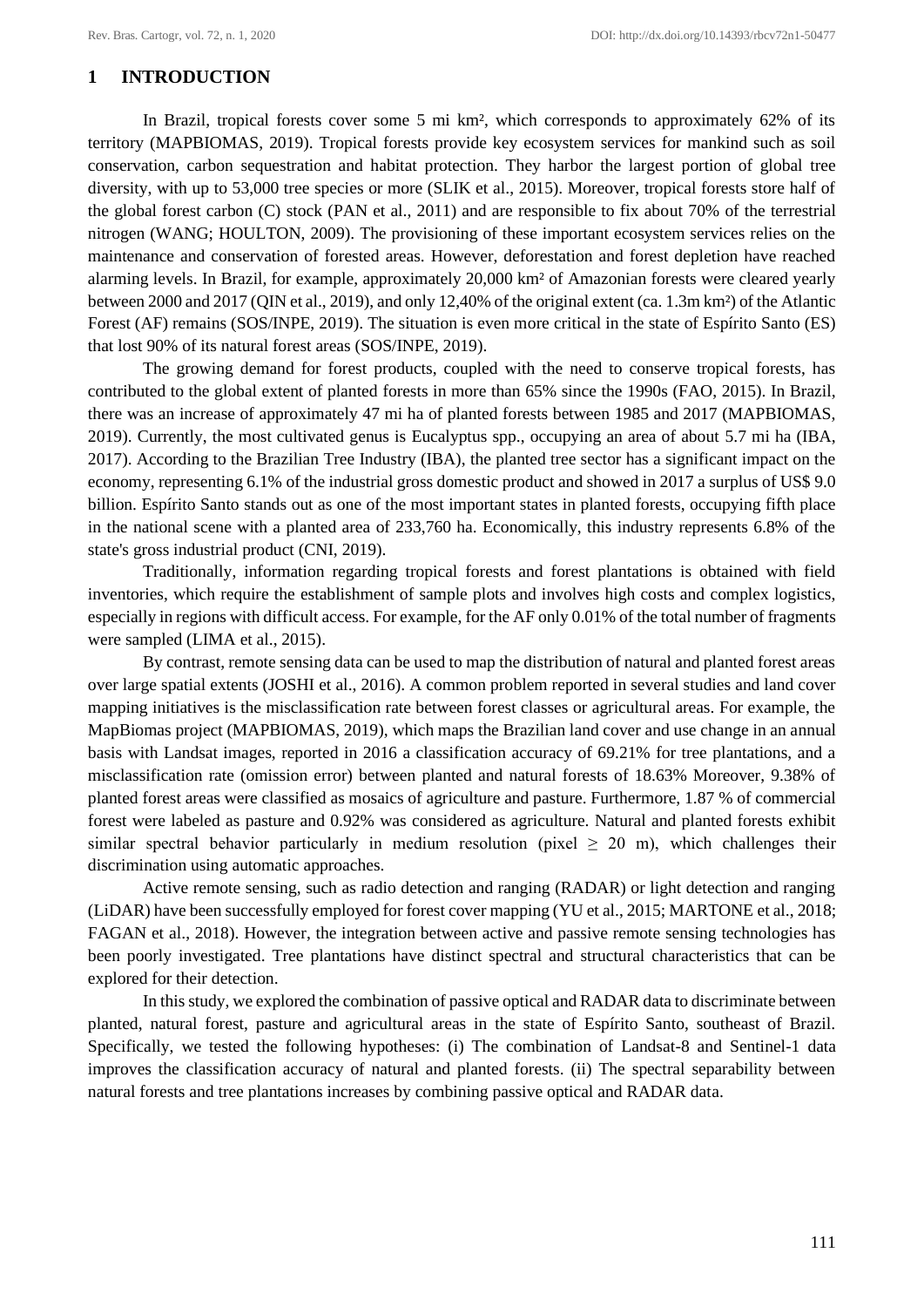## 1 INTRODUCTION

In Brazil, tropical forests cover some 5 mi km², which corresponds to approximately 62% of its territory (MAPBIOMAS, 2019). Tropical forests provide key ecosystem services for mankind such as soil conservation, carbon sequestration and habitat protection. They harbor the largest portion of global tree diversity, with up to 53,000 tree species or more (SLIK et al., 2015). Moreover, tropical forests store half of the global forest carbon (C) stock (PAN et al., 2011) and are responsible to fix about 70% of the terrestrial nitrogen (WANG; HOULTON, 2009). The provisioning of these important ecosystem services relies on the maintenance and conservation of forested areas. However, deforestation and forest depletion have reached alarming levels. In Brazil, for example, approximately 20,000 km² of Amazonian forests were cleared yearly between 2000 and 2017 (QIN et al., 2019), and only 12,40% of the original extent (ca. 1.3m km²) of the Atlantic Forest (AF) remains (SOS/INPE, 2019). The situation is even more critical in the state of Espírito Santo (ES) that lost 90% of its natural forest areas (SOS/INPE, 2019).

The growing demand for forest products, coupled with the need to conserve tropical forests, has contributed to the global extent of planted forests in more than 65% since the 1990s (FAO, 2015). In Brazil, there was an increase of approximately 47 mi ha of planted forests between 1985 and 2017 (MAPBIOMAS, 2019). Currently, the most cultivated genus is Eucalyptus spp., occupying an area of about 5.7 mi ha (IBA, 2017). According to the Brazilian Tree Industry (IBA), the planted tree sector has a significant impact on the economy, representing 6.1% of the industrial gross domestic product and showed in 2017 a surplus of US$ 9.0 billion. Espírito Santo stands out as one of the most important states in planted forests, occupying fifth place in the national scene with a planted area of 233,760 ha. Economically, this industry represents 6.8% of the state's gross industrial product (CNI, 2019).

Traditionally, information regarding tropical forests and forest plantations is obtained with field inventories, which require the establishment of sample plots and involves high costs and complex logistics, especially in regions with difficult access. For example, for the AF only 0.01% of the total number of fragments were sampled (LIMA et al., 2015).

By contrast, remote sensing data can be used to map the distribution of natural and planted forest areas over large spatial extents (JOSHI et al., 2016). A common problem reported in several studies and land cover mapping initiatives is the misclassification rate between forest classes or agricultural areas. For example, the MapBiomas project (MAPBIOMAS, 2019), which maps the Brazilian land cover and use change in an annual basis with Landsat images, reported in 2016 a classification accuracy of 69.21% for tree plantations, and a misclassification rate (omission error) between planted and natural forests of 18.63% Moreover, 9.38% of planted forest areas were classified as mosaics of agriculture and pasture. Furthermore, 1.87 % of commercial forest were labeled as pasture and 0.92% was considered as agriculture. Natural and planted forests exhibit similar spectral behavior particularly in medium resolution (pixel $\geq$ 20 m), which challenges their discrimination using automatic approaches.

Active remote sensing, such as radio detection and ranging (RADAR) or light detection and ranging (LiDAR) have been successfully employed for forest cover mapping (YU et al., 2015; MARTONE et al., 2018; FAGAN et al., 2018). However, the integration between active and passive remote sensing technologies has been poorly investigated. Tree plantations have distinct spectral and structural characteristics that can be explored for their detection.

In this study, we explored the combination of passive optical and RADAR data to discriminate between planted, natural forest, pasture and agricultural areas in the state of Espírito Santo, southeast of Brazil. Specifically, we tested the following hypotheses: (i) The combination of Landsat-8 and Sentinel-1 data improves the classification accuracy of natural and planted forests. (ii) The spectral separability between natural forests and tree plantations increases by combining passive optical and RADAR data.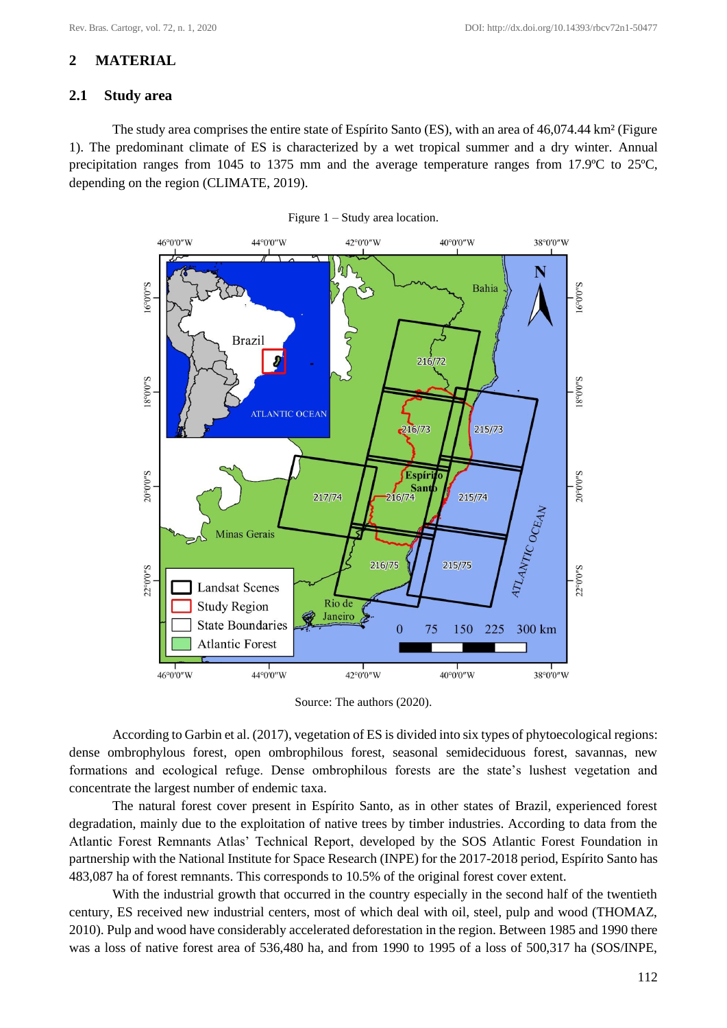## 2 MATERIAL

### 2.1 Study area

The study area comprises the entire state of Espírito Santo (ES), with an area of 46,074.44 km² (Figure 1). The predominant climate of ES is characterized by a wet tropical summer and a dry winter. Annual precipitation ranges from 1045 to 1375 mm and the average temperature ranges from 17.9ºC to 25ºC, depending on the region (CLIMATE, 2019).

Figure 1 – Study area location.

Source: The authors (2020).

According to Garbin et al. (2017), vegetation of ES is divided into six types of phytoecological regions: dense ombrophylous forest, open ombrophilous forest, seasonal semideciduous forest, savannas, new formations and ecological refuge. Dense ombrophilous forests are the state's lushest vegetation and concentrate the largest number of endemic taxa.

The natural forest cover present in Espírito Santo, as in other states of Brazil, experienced forest degradation, mainly due to the exploitation of native trees by timber industries. According to data from the Atlantic Forest Remnants Atlas' Technical Report, developed by the SOS Atlantic Forest Foundation in partnership with the National Institute for Space Research (INPE) for the 2017-2018 period, Espírito Santo has 483,087 ha of forest remnants. This corresponds to 10.5% of the original forest cover extent.

With the industrial growth that occurred in the country especially in the second half of the twentieth century, ES received new industrial centers, most of which deal with oil, steel, pulp and wood (THOMAZ, 2010). Pulp and wood have considerably accelerated deforestation in the region. Between 1985 and 1990 there was a loss of native forest area of 536,480 ha, and from 1990 to 1995 of a loss of 500,317 ha (SOS/INPE,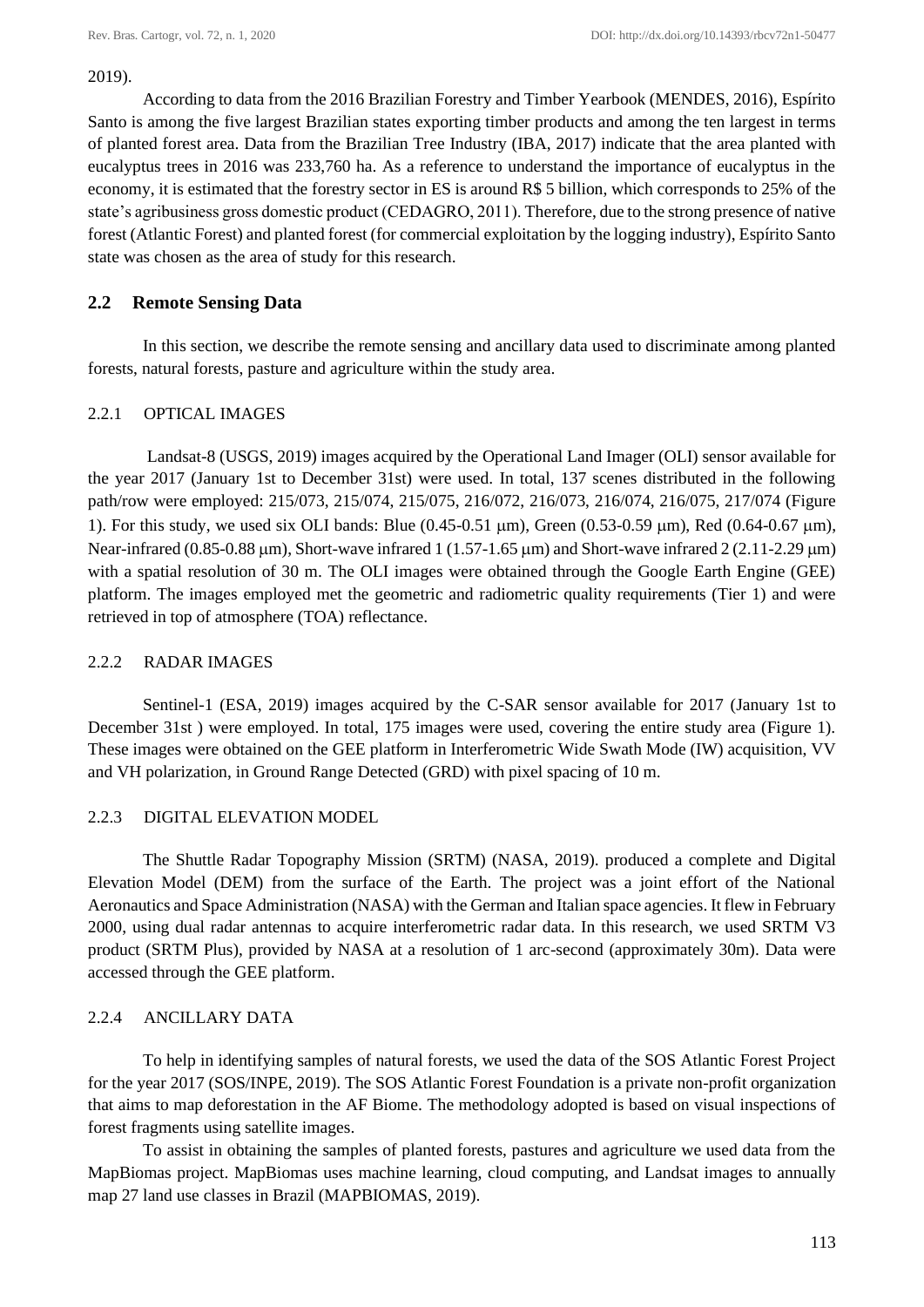2019).

According to data from the 2016 Brazilian Forestry and Timber Yearbook (MENDES, 2016), Espírito Santo is among the five largest Brazilian states exporting timber products and among the ten largest in terms of planted forest area. Data from the Brazilian Tree Industry (IBA, 2017) indicate that the area planted with eucalyptus trees in 2016 was 233,760 ha. As a reference to understand the importance of eucalyptus in the economy, it is estimated that the forestry sector in ES is around R$ 5 billion, which corresponds to 25% of the state's agribusiness gross domestic product (CEDAGRO, 2011). Therefore, due to the strong presence of native forest (Atlantic Forest) and planted forest (for commercial exploitation by the logging industry), Espírito Santo state was chosen as the area of study for this research.

## 2.2 Remote Sensing Data

In this section, we describe the remote sensing and ancillary data used to discriminate among planted forests, natural forests, pasture and agriculture within the study area.

### 2.2.1 OPTICAL IMAGES

Landsat-8 (USGS, 2019) images acquired by the Operational Land Imager (OLI) sensor available for the year 2017 (January 1st to December 31st) were used. In total, 137 scenes distributed in the following path/row were employed: 215/073, 215/074, 215/075, 216/072, 216/073, 216/074, 216/075, 217/074 (Figure 1). For this study, we used six OLI bands: Blue (0.45-0.51 μm), Green (0.53-0.59 μm), Red (0.64-0.67 μm), Near-infrared (0.85-0.88 μm), Short-wave infrared 1 (1.57-1.65 μm) and Short-wave infrared 2 (2.11-2.29 μm) with a spatial resolution of 30 m. The OLI images were obtained through the Google Earth Engine (GEE) platform. The images employed met the geometric and radiometric quality requirements (Tier 1) and were retrieved in top of atmosphere (TOA) reflectance.

### 2.2.2 RADAR IMAGES

Sentinel-1 (ESA, 2019) images acquired by the C-SAR sensor available for 2017 (January 1st to December 31st ) were employed. In total, 175 images were used, covering the entire study area (Figure 1). These images were obtained on the GEE platform in Interferometric Wide Swath Mode (IW) acquisition, VV and VH polarization, in Ground Range Detected (GRD) with pixel spacing of 10 m.

### 2.2.3 DIGITAL ELEVATION MODEL

The Shuttle Radar Topography Mission (SRTM) (NASA, 2019). produced a complete and Digital Elevation Model (DEM) from the surface of the Earth. The project was a joint effort of the National Aeronautics and Space Administration (NASA) with the German and Italian space agencies. It flew in February 2000, using dual radar antennas to acquire interferometric radar data. In this research, we used SRTM V3 product (SRTM Plus), provided by NASA at a resolution of 1 arc-second (approximately 30m). Data were accessed through the GEE platform.

### 2.2.4 ANCILLARY DATA

To help in identifying samples of natural forests, we used the data of the SOS Atlantic Forest Project for the year 2017 (SOS/INPE, 2019). The SOS Atlantic Forest Foundation is a private non-profit organization that aims to map deforestation in the AF Biome. The methodology adopted is based on visual inspections of forest fragments using satellite images.

To assist in obtaining the samples of planted forests, pastures and agriculture we used data from the MapBiomas project. MapBiomas uses machine learning, cloud computing, and Landsat images to annually map 27 land use classes in Brazil (MAPBIOMAS, 2019).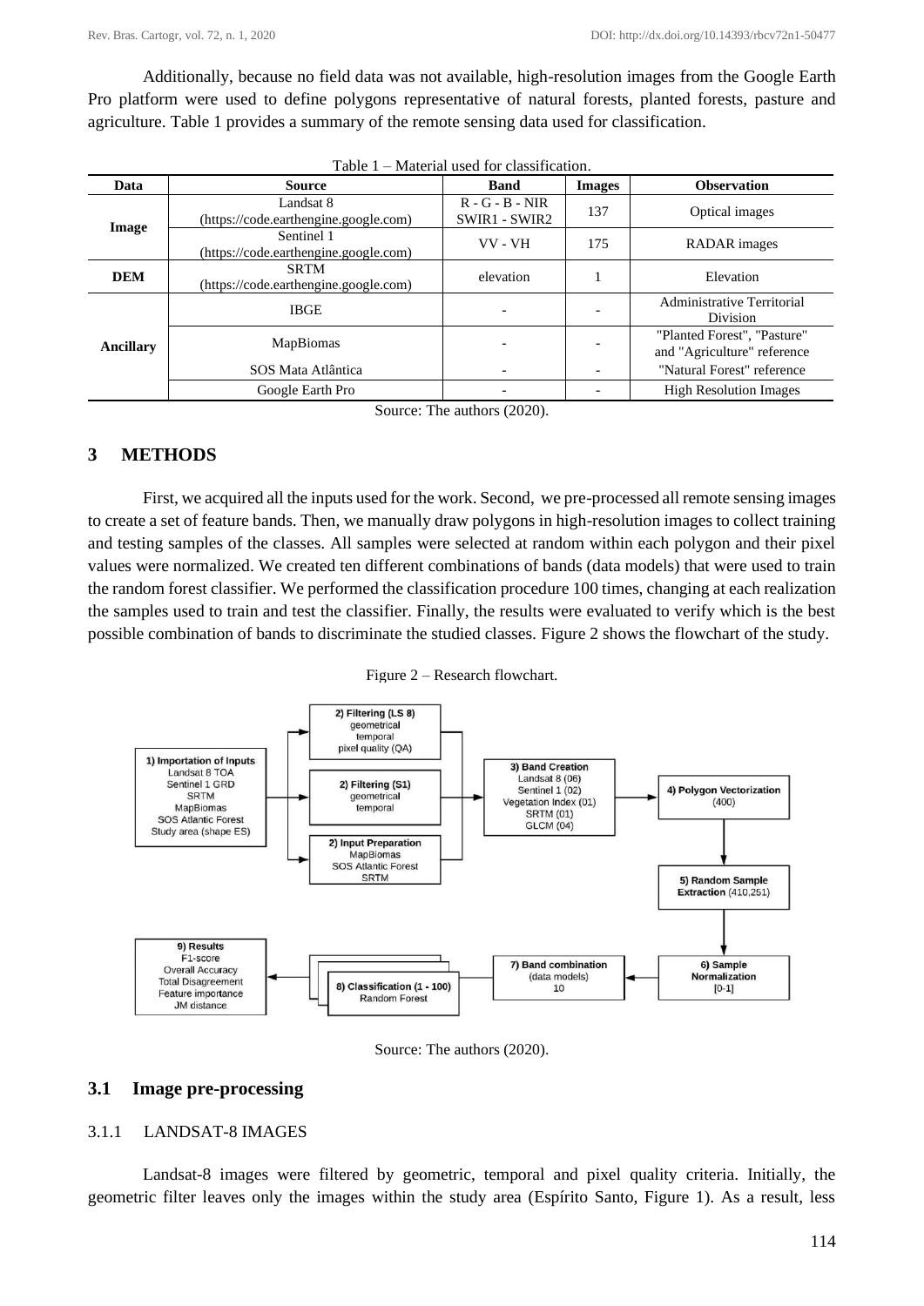Additionally, because no field data was not available, high-resolution images from the Google Earth Pro platform were used to define polygons representative of natural forests, planted forests, pasture and agriculture. Table 1 provides a summary of the remote sensing data used for classification.

Table 1 – Material used for classification.

| Data | Source | Band | Images | Observation |
|---|---|---|---|---|
| Image | Landsat 8 (https://code.earthengine.google.com) | R - G - B - NIR SWIR1 - SWIR2 | 137 | Optical images |
| | Sentinel 1 (https://code.earthengine.google.com) | VV - VH | 175 | RADAR images |
| DEM | SRTM (https://code.earthengine.google.com) | elevation | 1 | Elevation |
| Ancillary | IBGE | - | - | Administrative Territorial Division |
| | MapBiomas | - | - | "Planted Forest", "Pasture" and "Agriculture" reference |
| | SOS Mata Atlântica | - | - | "Natural Forest" reference |
| | Google Earth Pro | - | - | High Resolution Images |

Source: The authors (2020).

## 3 METHODS

First, we acquired all the inputs used for the work. Second, we pre-processed all remote sensing images to create a set of feature bands. Then, we manually draw polygons in high-resolution images to collect training and testing samples of the classes. All samples were selected at random within each polygon and their pixel values were normalized. We created ten different combinations of bands (data models) that were used to train the random forest classifier. We performed the classification procedure 100 times, changing at each realization the samples used to train and test the classifier. Finally, the results were evaluated to verify which is the best possible combination of bands to discriminate the studied classes. Figure 2 shows the flowchart of the study.

Figure 2 – Research flowchart.

1) Importation of Inputs: Landsat 8 TOA, Sentinel 1 GRD, SRTM, MapBiomas, SOS Atlantic Forest, Study area (shape ES)

2) Filtering (LS 8): geometrical, temporal, pixel quality (QA)

2) Filtering (S1): geometrical, temporal

2) Input Preparation: MapBiomas, SOS Atlantic Forest, SRTM

3) Band Creation: Landsat 8 (06), Sentinel 1 (02), Vegetation Index (01), SRTM (01), GLCM (04)

4) Polygon Vectorization (400)

5) Random Sample Extraction (410,251)

6) Sample Normalization [0-1]

7) Band combination (data models) 10

8) Classification (1 - 100) Random Forest

9) Results: F1-score, Overall Accuracy, Total Disagreement, Feature importance, JM distance

Source: The authors (2020).

### 3.1 Image pre-processing

#### 3.1.1 LANDSAT-8 IMAGES

Landsat-8 images were filtered by geometric, temporal and pixel quality criteria. Initially, the geometric filter leaves only the images within the study area (Espírito Santo, Figure 1). As a result, less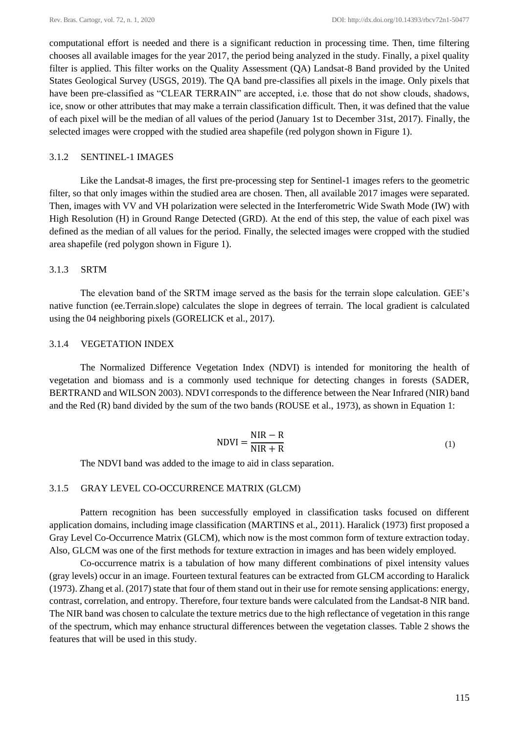computational effort is needed and there is a significant reduction in processing time. Then, time filtering chooses all available images for the year 2017, the period being analyzed in the study. Finally, a pixel quality filter is applied. This filter works on the Quality Assessment (QA) Landsat-8 Band provided by the United States Geological Survey (USGS, 2019). The QA band pre-classifies all pixels in the image. Only pixels that have been pre-classified as "CLEAR TERRAIN" are accepted, i.e. those that do not show clouds, shadows, ice, snow or other attributes that may make a terrain classification difficult. Then, it was defined that the value of each pixel will be the median of all values of the period (January 1st to December 31st, 2017). Finally, the selected images were cropped with the studied area shapefile (red polygon shown in Figure 1).

### 3.1.2 SENTINEL-1 IMAGES

Like the Landsat-8 images, the first pre-processing step for Sentinel-1 images refers to the geometric filter, so that only images within the studied area are chosen. Then, all available 2017 images were separated. Then, images with VV and VH polarization were selected in the Interferometric Wide Swath Mode (IW) with High Resolution (H) in Ground Range Detected (GRD). At the end of this step, the value of each pixel was defined as the median of all values for the period. Finally, the selected images were cropped with the studied area shapefile (red polygon shown in Figure 1).

### 3.1.3 SRTM

The elevation band of the SRTM image served as the basis for the terrain slope calculation. GEE's native function (ee.Terrain.slope) calculates the slope in degrees of terrain. The local gradient is calculated using the 04 neighboring pixels (GORELICK et al., 2017).

### 3.1.4 VEGETATION INDEX

The Normalized Difference Vegetation Index (NDVI) is intended for monitoring the health of vegetation and biomass and is a commonly used technique for detecting changes in forests (SADER, BERTRAND and WILSON 2003). NDVI corresponds to the difference between the Near Infrared (NIR) band and the Red (R) band divided by the sum of the two bands (ROUSE et al., 1973), as shown in Equation 1:

$$\text{NDVI} = \frac{\text{NIR} - \text{R}}{\text{NIR} + \text{R}} \tag{1}$$

The NDVI band was added to the image to aid in class separation.

### 3.1.5 GRAY LEVEL CO-OCCURRENCE MATRIX (GLCM)

Pattern recognition has been successfully employed in classification tasks focused on different application domains, including image classification (MARTINS et al., 2011). Haralick (1973) first proposed a Gray Level Co-Occurrence Matrix (GLCM), which now is the most common form of texture extraction today. Also, GLCM was one of the first methods for texture extraction in images and has been widely employed.

Co-occurrence matrix is a tabulation of how many different combinations of pixel intensity values (gray levels) occur in an image. Fourteen textural features can be extracted from GLCM according to Haralick (1973). Zhang et al. (2017) state that four of them stand out in their use for remote sensing applications: energy, contrast, correlation, and entropy. Therefore, four texture bands were calculated from the Landsat-8 NIR band. The NIR band was chosen to calculate the texture metrics due to the high reflectance of vegetation in this range of the spectrum, which may enhance structural differences between the vegetation classes. Table 2 shows the features that will be used in this study.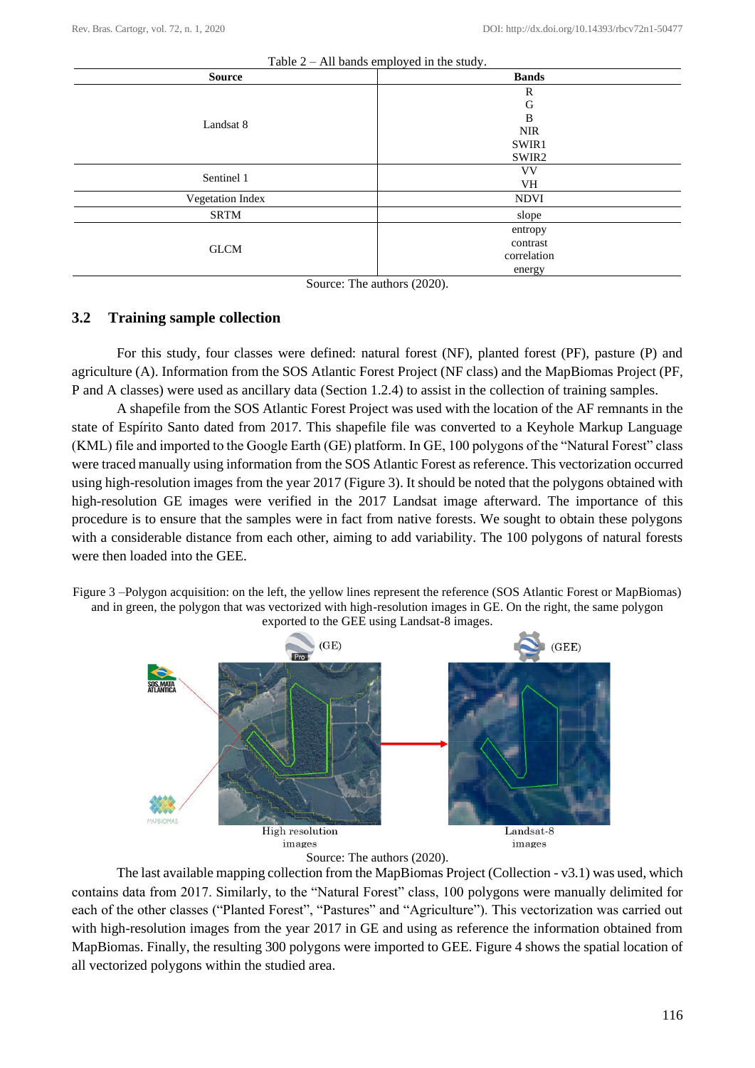Table 2 – All bands employed in the study.

| Source | Bands |
|---|---|
| Landsat 8 | R<br>G<br>B<br>NIR<br>SWIR1<br>SWIR2 |
| Sentinel 1 | VV<br>VH |
| Vegetation Index | NDVI |
| SRTM | slope |
| GLCM | entropy<br>contrast<br>correlation<br>energy |

Source: The authors (2020).

## 3.2 Training sample collection

For this study, four classes were defined: natural forest (NF), planted forest (PF), pasture (P) and agriculture (A). Information from the SOS Atlantic Forest Project (NF class) and the MapBiomas Project (PF, P and A classes) were used as ancillary data (Section 1.2.4) to assist in the collection of training samples.

A shapefile from the SOS Atlantic Forest Project was used with the location of the AF remnants in the state of Espírito Santo dated from 2017. This shapefile file was converted to a Keyhole Markup Language (KML) file and imported to the Google Earth (GE) platform. In GE, 100 polygons of the "Natural Forest" class were traced manually using information from the SOS Atlantic Forest as reference. This vectorization occurred using high-resolution images from the year 2017 (Figure 3). It should be noted that the polygons obtained with high-resolution GE images were verified in the 2017 Landsat image afterward. The importance of this procedure is to ensure that the samples were in fact from native forests. We sought to obtain these polygons with a considerable distance from each other, aiming to add variability. The 100 polygons of natural forests were then loaded into the GEE.

Figure 3 –Polygon acquisition: on the left, the yellow lines represent the reference (SOS Atlantic Forest or MapBiomas) and in green, the polygon that was vectorized with high-resolution images in GE. On the right, the same polygon exported to the GEE using Landsat-8 images.

Source: The authors (2020).

The last available mapping collection from the MapBiomas Project (Collection - v3.1) was used, which contains data from 2017. Similarly, to the "Natural Forest" class, 100 polygons were manually delimited for each of the other classes ("Planted Forest", "Pastures" and "Agriculture"). This vectorization was carried out with high-resolution images from the year 2017 in GE and using as reference the information obtained from MapBiomas. Finally, the resulting 300 polygons were imported to GEE. Figure 4 shows the spatial location of all vectorized polygons within the studied area.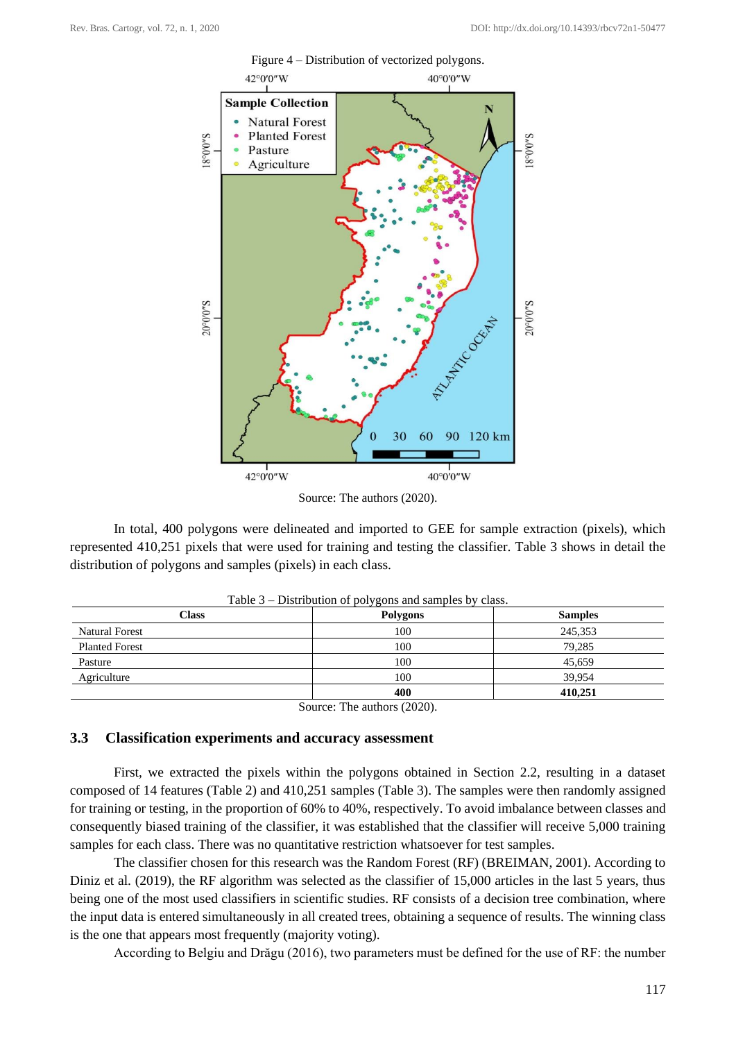Figure 4 – Distribution of vectorized polygons.

Source: The authors (2020).

In total, 400 polygons were delineated and imported to GEE for sample extraction (pixels), which represented 410,251 pixels that were used for training and testing the classifier. Table 3 shows in detail the distribution of polygons and samples (pixels) in each class.

Table 3 – Distribution of polygons and samples by class.

| Class | Polygons | Samples |
|---|---|---|
| Natural Forest | 100 | 245,353 |
| Planted Forest | 100 | 79,285 |
| Pasture | 100 | 45,659 |
| Agriculture | 100 | 39,954 |
| | **400** | **410,251** |

Source: The authors (2020).

## 3.3 Classification experiments and accuracy assessment

First, we extracted the pixels within the polygons obtained in Section 2.2, resulting in a dataset composed of 14 features (Table 2) and 410,251 samples (Table 3). The samples were then randomly assigned for training or testing, in the proportion of 60% to 40%, respectively. To avoid imbalance between classes and consequently biased training of the classifier, it was established that the classifier will receive 5,000 training samples for each class. There was no quantitative restriction whatsoever for test samples.

The classifier chosen for this research was the Random Forest (RF) (BREIMAN, 2001). According to Diniz et al. (2019), the RF algorithm was selected as the classifier of 15,000 articles in the last 5 years, thus being one of the most used classifiers in scientific studies. RF consists of a decision tree combination, where the input data is entered simultaneously in all created trees, obtaining a sequence of results. The winning class is the one that appears most frequently (majority voting).

According to Belgiu and Drăgu (2016), two parameters must be defined for the use of RF: the number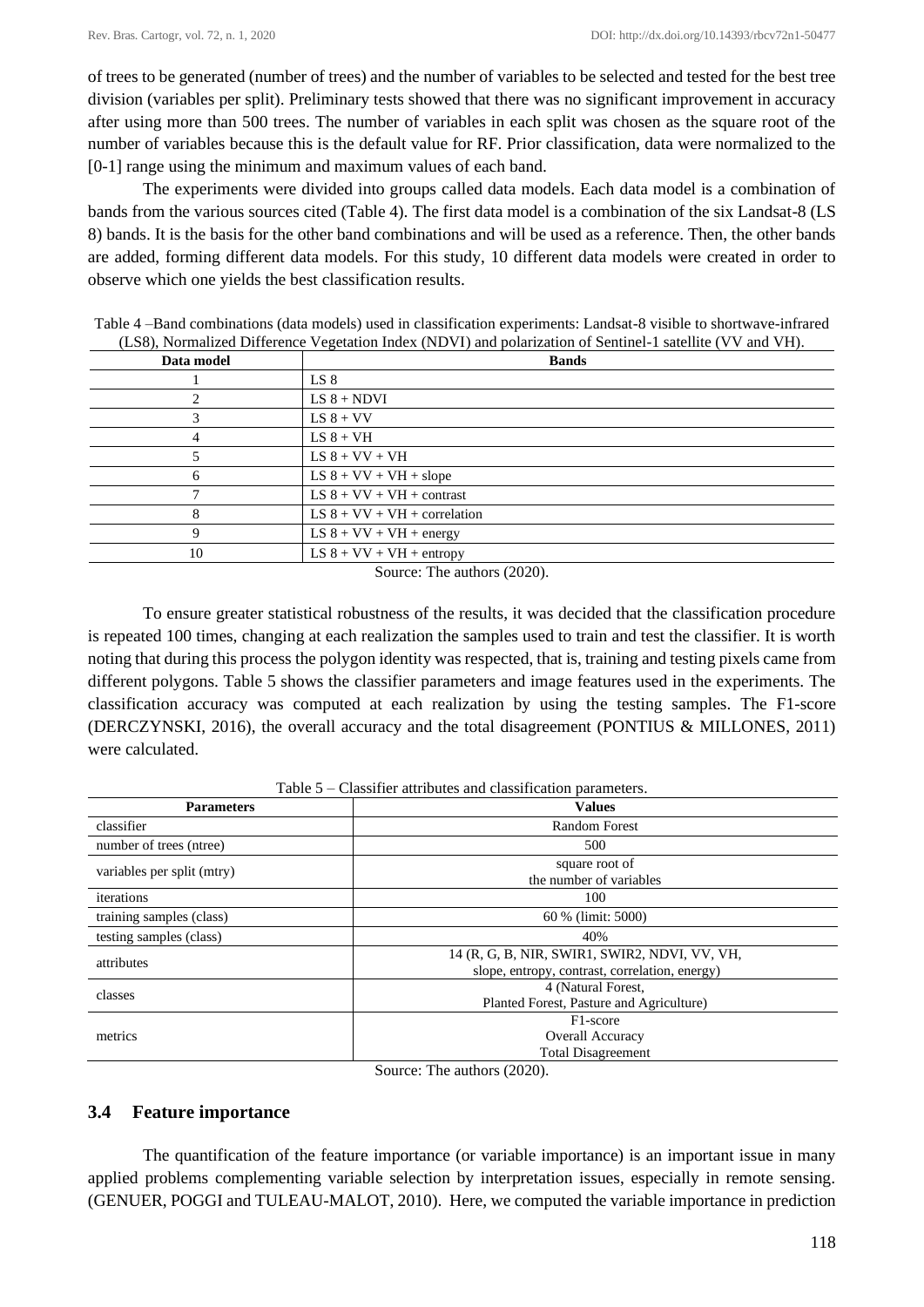of trees to be generated (number of trees) and the number of variables to be selected and tested for the best tree division (variables per split). Preliminary tests showed that there was no significant improvement in accuracy after using more than 500 trees. The number of variables in each split was chosen as the square root of the number of variables because this is the default value for RF. Prior classification, data were normalized to the [0-1] range using the minimum and maximum values of each band.

The experiments were divided into groups called data models. Each data model is a combination of bands from the various sources cited (Table 4). The first data model is a combination of the six Landsat-8 (LS 8) bands. It is the basis for the other band combinations and will be used as a reference. Then, the other bands are added, forming different data models. For this study, 10 different data models were created in order to observe which one yields the best classification results.

Table 4 –Band combinations (data models) used in classification experiments: Landsat-8 visible to shortwave-infrared (LS8), Normalized Difference Vegetation Index (NDVI) and polarization of Sentinel-1 satellite (VV and VH).

| Data model | Bands |
|---|---|
| 1 | LS 8 |
| 2 | LS 8 + NDVI |
| 3 | LS 8 + VV |
| 4 | LS 8 + VH |
| 5 | LS 8 + VV + VH |
| 6 | LS 8 + VV + VH + slope |
| 7 | LS 8 + VV + VH + contrast |
| 8 | LS 8 + VV + VH + correlation |
| 9 | LS 8 + VV + VH + energy |
| 10 | LS 8 + VV + VH + entropy |

Source: The authors (2020).

To ensure greater statistical robustness of the results, it was decided that the classification procedure is repeated 100 times, changing at each realization the samples used to train and test the classifier. It is worth noting that during this process the polygon identity was respected, that is, training and testing pixels came from different polygons. Table 5 shows the classifier parameters and image features used in the experiments. The classification accuracy was computed at each realization by using the testing samples. The F1-score (DERCZYNSKI, 2016), the overall accuracy and the total disagreement (PONTIUS & MILLONES, 2011) were calculated.

Table 5 – Classifier attributes and classification parameters.

| Parameters | Values |
|---|---|
| classifier | Random Forest |
| number of trees (ntree) | 500 |
| variables per split (mtry) | square root of the number of variables |
| iterations | 100 |
| training samples (class) | 60 % (limit: 5000) |
| testing samples (class) | 40% |
| attributes | 14 (R, G, B, NIR, SWIR1, SWIR2, NDVI, VV, VH, slope, entropy, contrast, correlation, energy) |
| classes | 4 (Natural Forest, Planted Forest, Pasture and Agriculture) |
| metrics | F1-score<br>Overall Accuracy<br>Total Disagreement |

Source: The authors (2020).

### 3.4 Feature importance

The quantification of the feature importance (or variable importance) is an important issue in many applied problems complementing variable selection by interpretation issues, especially in remote sensing. (GENUER, POGGI and TULEAU-MALOT, 2010). Here, we computed the variable importance in prediction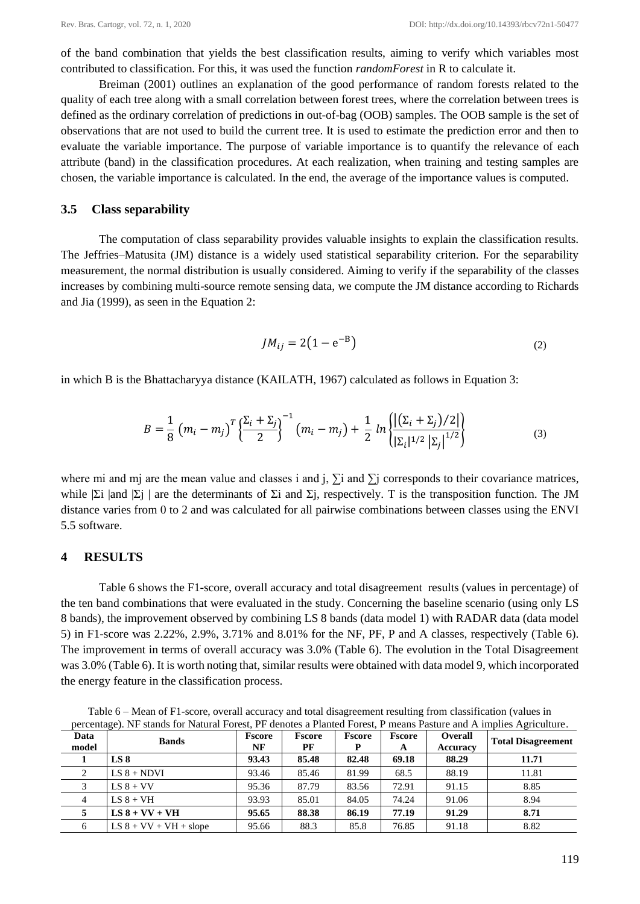of the band combination that yields the best classification results, aiming to verify which variables most contributed to classification. For this, it was used the function *randomForest* in R to calculate it.

Breiman (2001) outlines an explanation of the good performance of random forests related to the quality of each tree along with a small correlation between forest trees, where the correlation between trees is defined as the ordinary correlation of predictions in out-of-bag (OOB) samples. The OOB sample is the set of observations that are not used to build the current tree. It is used to estimate the prediction error and then to evaluate the variable importance. The purpose of variable importance is to quantify the relevance of each attribute (band) in the classification procedures. At each realization, when training and testing samples are chosen, the variable importance is calculated. In the end, the average of the importance values is computed.

### 3.5 Class separability

The computation of class separability provides valuable insights to explain the classification results. The Jeffries–Matusita (JM) distance is a widely used statistical separability criterion. For the separability measurement, the normal distribution is usually considered. Aiming to verify if the separability of the classes increases by combining multi-source remote sensing data, we compute the JM distance according to Richards and Jia (1999), as seen in the Equation 2:

$$JM_{ij} = 2\left(1 - e^{-B}\right) \tag{2}$$

in which B is the Bhattacharyya distance (KAILATH, 1967) calculated as follows in Equation 3:

$$B = \frac{1}{8}\left(m_i - m_j\right)^T \left\{\frac{\Sigma_i + \Sigma_j}{2}\right\}^{-1} \left(m_i - m_j\right) + \frac{1}{2}\, ln \left\{\frac{\left|\left(\Sigma_i + \Sigma_j\right)/2\right|}{\left|\Sigma_i\right|^{1/2} \left|\Sigma_j\right|^{1/2}}\right\} \tag{3}$$

where mi and mj are the mean value and classes i and j, $\sum i$ and $\sum j$ corresponds to their covariance matrices, while $|\Sigma i|$ and $|\Sigma j|$ are the determinants of $\Sigma i$ and $\Sigma j$, respectively. T is the transposition function. The JM distance varies from 0 to 2 and was calculated for all pairwise combinations between classes using the ENVI 5.5 software.

## 4 RESULTS

Table 6 shows the F1-score, overall accuracy and total disagreement results (values in percentage) of the ten band combinations that were evaluated in the study. Concerning the baseline scenario (using only LS 8 bands), the improvement observed by combining LS 8 bands (data model 1) with RADAR data (data model 5) in F1-score was 2.22%, 2.9%, 3.71% and 8.01% for the NF, PF, P and A classes, respectively (Table 6). The improvement in terms of overall accuracy was 3.0% (Table 6). The evolution in the Total Disagreement was 3.0% (Table 6). It is worth noting that, similar results were obtained with data model 9, which incorporated the energy feature in the classification process.

Table 6 – Mean of F1-score, overall accuracy and total disagreement resulting from classification (values in percentage). NF stands for Natural Forest, PF denotes a Planted Forest, P means Pasture and A implies Agriculture.

| Data model | Bands | Fscore NF | Fscore PF | Fscore P | Fscore A | Overall Accuracy | Total Disagreement |
|---|---|---|---|---|---|---|---|
| **1** | **LS 8** | **93.43** | **85.48** | **82.48** | **69.18** | **88.29** | **11.71** |
| 2 | LS 8 + NDVI | 93.46 | 85.46 | 81.99 | 68.5 | 88.19 | 11.81 |
| 3 | LS 8 + VV | 95.36 | 87.79 | 83.56 | 72.91 | 91.15 | 8.85 |
| 4 | LS 8 + VH | 93.93 | 85.01 | 84.05 | 74.24 | 91.06 | 8.94 |
| **5** | **LS 8 + VV + VH** | **95.65** | **88.38** | **86.19** | **77.19** | **91.29** | **8.71** |
| 6 | LS 8 + VV + VH + slope | 95.66 | 88.3 | 85.8 | 76.85 | 91.18 | 8.82 |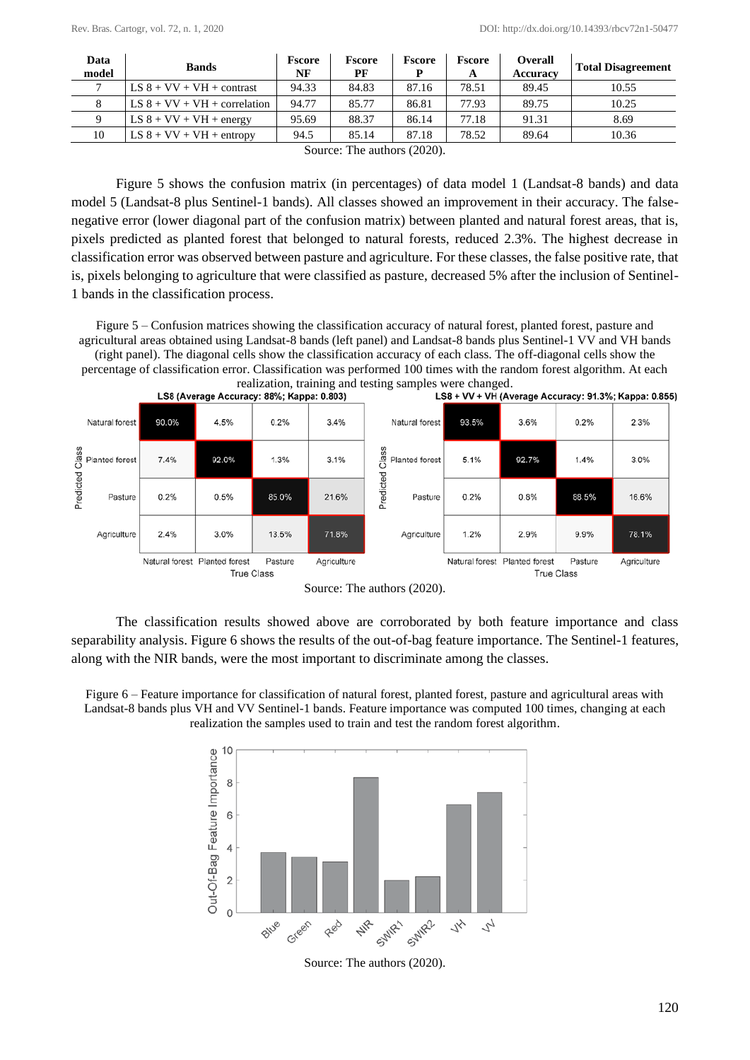| Data model | Bands | Fscore NF | Fscore PF | Fscore P | Fscore A | Overall Accuracy | Total Disagreement |
|---|---|---|---|---|---|---|---|
| 7 | LS 8 + VV + VH + contrast | 94.33 | 84.83 | 87.16 | 78.51 | 89.45 | 10.55 |
| 8 | LS 8 + VV + VH + correlation | 94.77 | 85.77 | 86.81 | 77.93 | 89.75 | 10.25 |
| 9 | LS 8 + VV + VH + energy | 95.69 | 88.37 | 86.14 | 77.18 | 91.31 | 8.69 |
| 10 | LS 8 + VV + VH + entropy | 94.5 | 85.14 | 87.18 | 78.52 | 89.64 | 10.36 |

Source: The authors (2020).

Figure 5 shows the confusion matrix (in percentages) of data model 1 (Landsat-8 bands) and data model 5 (Landsat-8 plus Sentinel-1 bands). All classes showed an improvement in their accuracy. The false-negative error (lower diagonal part of the confusion matrix) between planted and natural forest areas, that is, pixels predicted as planted forest that belonged to natural forests, reduced 2.3%. The highest decrease in classification error was observed between pasture and agriculture. For these classes, the false positive rate, that is, pixels belonging to agriculture that were classified as pasture, decreased 5% after the inclusion of Sentinel-1 bands in the classification process.

Figure 5 – Confusion matrices showing the classification accuracy of natural forest, planted forest, pasture and agricultural areas obtained using Landsat-8 bands (left panel) and Landsat-8 bands plus Sentinel-1 VV and VH bands (right panel). The diagonal cells show the classification accuracy of each class. The off-diagonal cells show the percentage of classification error. Classification was performed 100 times with the random forest algorithm. At each realization, training and testing samples were changed.

LS8 (Average Accuracy: 88%; Kappa: 0.803)

| Predicted Class \ True Class | Natural forest | Planted forest | Pasture | Agriculture |
|---|---|---|---|---|
| Natural forest | 90.0% | 4.5% | 0.2% | 3.4% |
| Planted forest | 7.4% | 92.0% | 1.3% | 3.1% |
| Pasture | 0.2% | 0.5% | 85.0% | 21.6% |
| Agriculture | 2.4% | 3.0% | 13.5% | 71.8% |

LS8 + VV + VH (Average Accuracy: 91.3%; Kappa: 0.855)

| Predicted Class \ True Class | Natural forest | Planted forest | Pasture | Agriculture |
|---|---|---|---|---|
| Natural forest | 93.5% | 3.6% | 0.2% | 2.3% |
| Planted forest | 5.1% | 92.7% | 1.4% | 3.0% |
| Pasture | 0.2% | 0.8% | 88.5% | 16.6% |
| Agriculture | 1.2% | 2.9% | 9.9% | 78.1% |

Source: The authors (2020).

The classification results showed above are corroborated by both feature importance and class separability analysis. Figure 6 shows the results of the out-of-bag feature importance. The Sentinel-1 features, along with the NIR bands, were the most important to discriminate among the classes.

Figure 6 – Feature importance for classification of natural forest, planted forest, pasture and agricultural areas with Landsat-8 bands plus VH and VV Sentinel-1 bands. Feature importance was computed 100 times, changing at each realization the samples used to train and test the random forest algorithm.

Source: The authors (2020).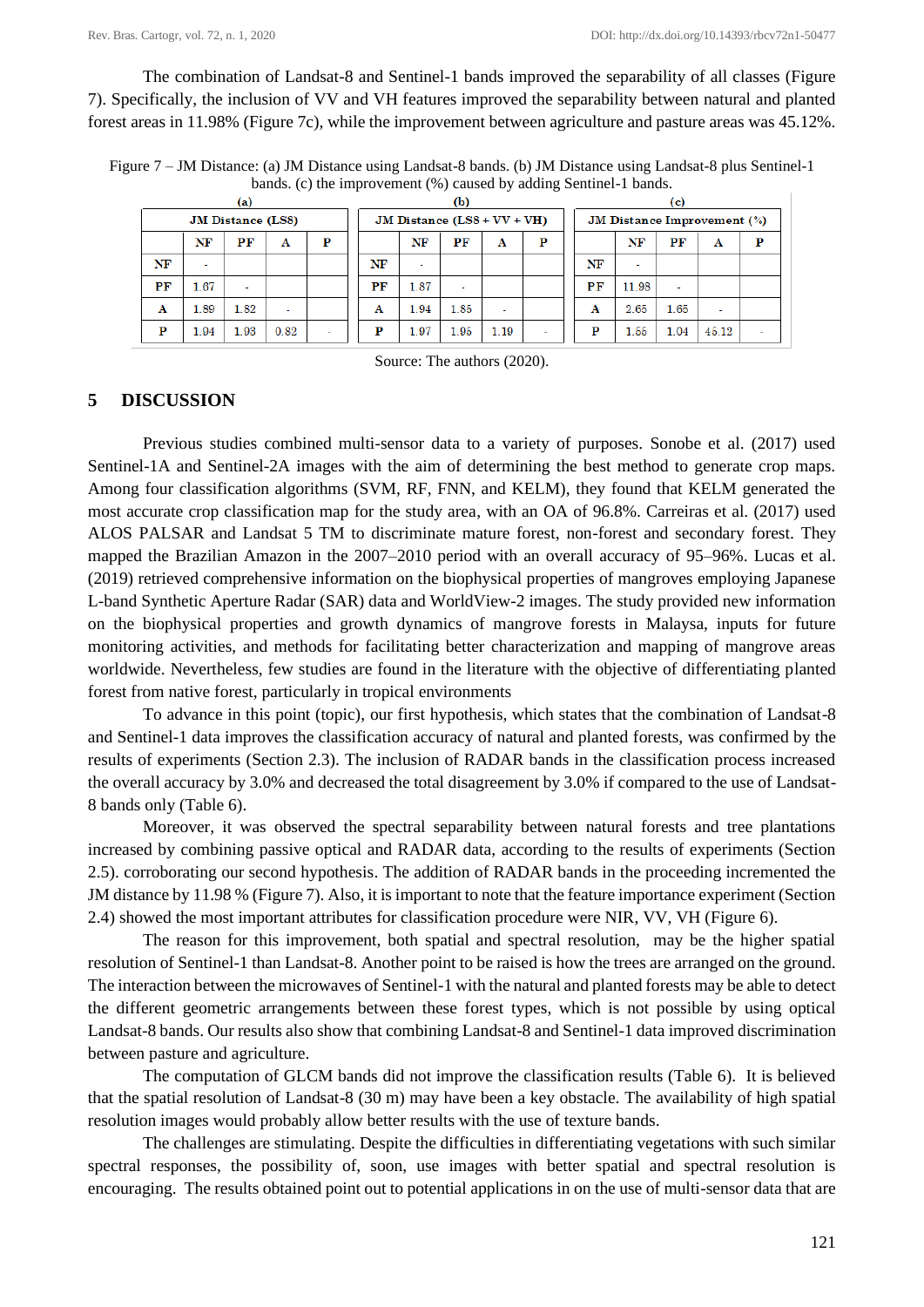The combination of Landsat-8 and Sentinel-1 bands improved the separability of all classes (Figure 7). Specifically, the inclusion of VV and VH features improved the separability between natural and planted forest areas in 11.98% (Figure 7c), while the improvement between agriculture and pasture areas was 45.12%.

Figure 7 – JM Distance: (a) JM Distance using Landsat-8 bands. (b) JM Distance using Landsat-8 plus Sentinel-1 bands. (c) the improvement (%) caused by adding Sentinel-1 bands.

(a)

| JM Distance (LS8) | | | | |
|---|---|---|---|---|
| | NF | PF | A | P |
| NF | - | | | |
| PF | 1.67 | - | | |
| A | 1.89 | 1.82 | - | |
| P | 1.94 | 1.93 | 0.82 | - |

(b)

| JM Distance (LS8 + VV + VH) | | | | |
|---|---|---|---|---|
| | NF | PF | A | P |
| NF | - | | | |
| PF | 1.87 | - | | |
| A | 1.94 | 1.85 | - | |
| P | 1.97 | 1.95 | 1.19 | - |

(c)

| JM Distance Improvement (%) | | | | |
|---|---|---|---|---|
| | NF | PF | A | P |
| NF | - | | | |
| PF | 11.98 | - | | |
| A | 2.65 | 1.65 | - | |
| P | 1.55 | 1.04 | 45.12 | - |

Source: The authors (2020).

## 5 DISCUSSION

Previous studies combined multi-sensor data to a variety of purposes. Sonobe et al. (2017) used Sentinel-1A and Sentinel-2A images with the aim of determining the best method to generate crop maps. Among four classification algorithms (SVM, RF, FNN, and KELM), they found that KELM generated the most accurate crop classification map for the study area, with an OA of 96.8%. Carreiras et al. (2017) used ALOS PALSAR and Landsat 5 TM to discriminate mature forest, non-forest and secondary forest. They mapped the Brazilian Amazon in the 2007–2010 period with an overall accuracy of 95–96%. Lucas et al. (2019) retrieved comprehensive information on the biophysical properties of mangroves employing Japanese L-band Synthetic Aperture Radar (SAR) data and WorldView-2 images. The study provided new information on the biophysical properties and growth dynamics of mangrove forests in Malaysa, inputs for future monitoring activities, and methods for facilitating better characterization and mapping of mangrove areas worldwide. Nevertheless, few studies are found in the literature with the objective of differentiating planted forest from native forest, particularly in tropical environments

To advance in this point (topic), our first hypothesis, which states that the combination of Landsat-8 and Sentinel-1 data improves the classification accuracy of natural and planted forests, was confirmed by the results of experiments (Section 2.3). The inclusion of RADAR bands in the classification process increased the overall accuracy by 3.0% and decreased the total disagreement by 3.0% if compared to the use of Landsat-8 bands only (Table 6).

Moreover, it was observed the spectral separability between natural forests and tree plantations increased by combining passive optical and RADAR data, according to the results of experiments (Section 2.5). corroborating our second hypothesis. The addition of RADAR bands in the proceeding incremented the JM distance by 11.98 % (Figure 7). Also, it is important to note that the feature importance experiment (Section 2.4) showed the most important attributes for classification procedure were NIR, VV, VH (Figure 6).

The reason for this improvement, both spatial and spectral resolution, may be the higher spatial resolution of Sentinel-1 than Landsat-8. Another point to be raised is how the trees are arranged on the ground. The interaction between the microwaves of Sentinel-1 with the natural and planted forests may be able to detect the different geometric arrangements between these forest types, which is not possible by using optical Landsat-8 bands. Our results also show that combining Landsat-8 and Sentinel-1 data improved discrimination between pasture and agriculture.

The computation of GLCM bands did not improve the classification results (Table 6). It is believed that the spatial resolution of Landsat-8 (30 m) may have been a key obstacle. The availability of high spatial resolution images would probably allow better results with the use of texture bands.

The challenges are stimulating. Despite the difficulties in differentiating vegetations with such similar spectral responses, the possibility of, soon, use images with better spatial and spectral resolution is encouraging. The results obtained point out to potential applications in on the use of multi-sensor data that are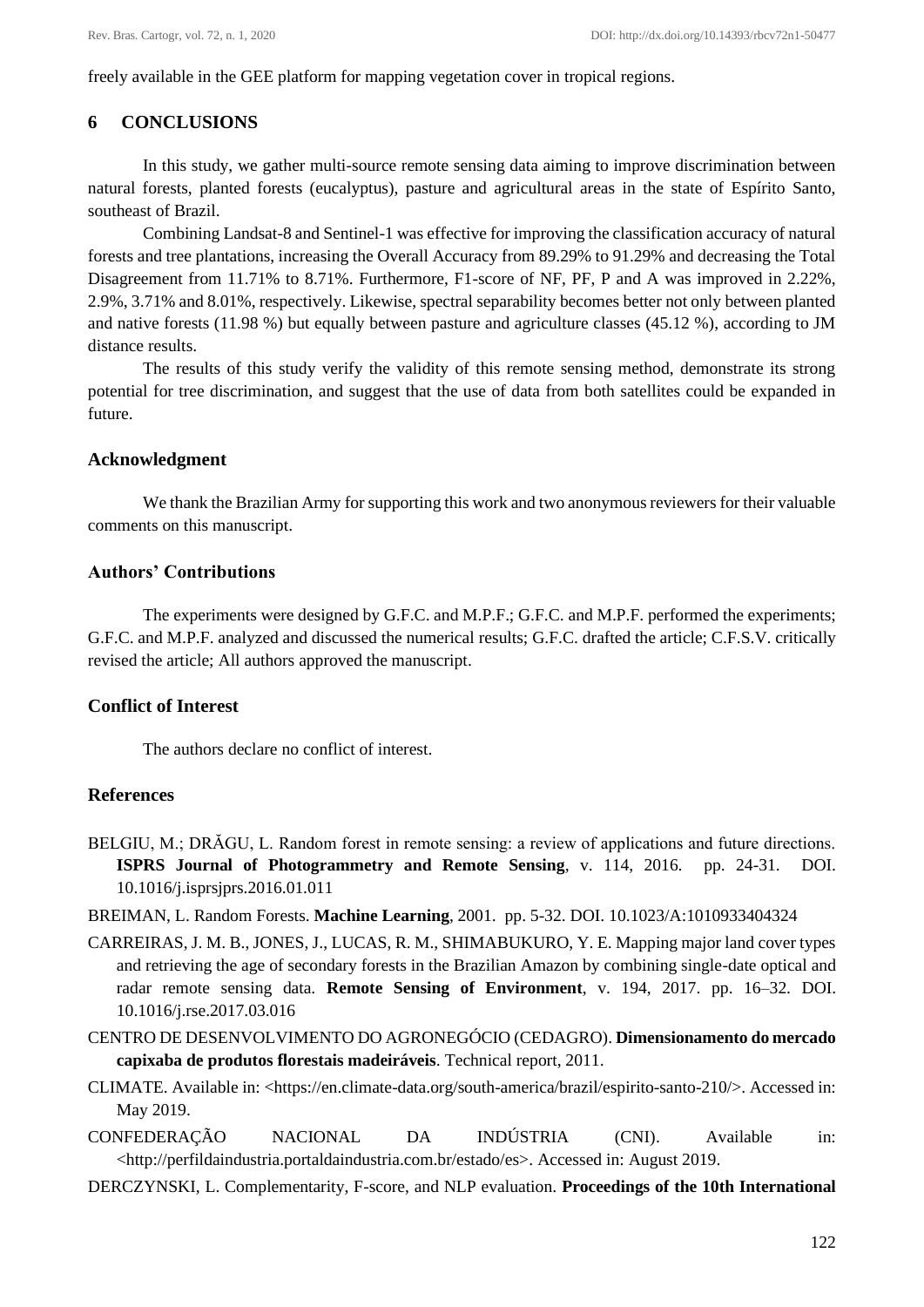freely available in the GEE platform for mapping vegetation cover in tropical regions.

## 6 CONCLUSIONS

In this study, we gather multi-source remote sensing data aiming to improve discrimination between natural forests, planted forests (eucalyptus), pasture and agricultural areas in the state of Espírito Santo, southeast of Brazil.

Combining Landsat-8 and Sentinel-1 was effective for improving the classification accuracy of natural forests and tree plantations, increasing the Overall Accuracy from 89.29% to 91.29% and decreasing the Total Disagreement from 11.71% to 8.71%. Furthermore, F1-score of NF, PF, P and A was improved in 2.22%, 2.9%, 3.71% and 8.01%, respectively. Likewise, spectral separability becomes better not only between planted and native forests (11.98 %) but equally between pasture and agriculture classes (45.12 %), according to JM distance results.

The results of this study verify the validity of this remote sensing method, demonstrate its strong potential for tree discrimination, and suggest that the use of data from both satellites could be expanded in future.

### Acknowledgment

We thank the Brazilian Army for supporting this work and two anonymous reviewers for their valuable comments on this manuscript.

### Authors' Contributions

The experiments were designed by G.F.C. and M.P.F.; G.F.C. and M.P.F. performed the experiments; G.F.C. and M.P.F. analyzed and discussed the numerical results; G.F.C. drafted the article; C.F.S.V. critically revised the article; All authors approved the manuscript.

### Conflict of Interest

The authors declare no conflict of interest.

### References

BELGIU, M.; DRĂGU, L. Random forest in remote sensing: a review of applications and future directions. **ISPRS Journal of Photogrammetry and Remote Sensing**, v. 114, 2016. pp. 24-31. DOI. 10.1016/j.isprsjprs.2016.01.011

BREIMAN, L. Random Forests. **Machine Learning**, 2001. pp. 5-32. DOI. 10.1023/A:1010933404324

CARREIRAS, J. M. B., JONES, J., LUCAS, R. M., SHIMABUKURO, Y. E. Mapping major land cover types and retrieving the age of secondary forests in the Brazilian Amazon by combining single-date optical and radar remote sensing data. **Remote Sensing of Environment**, v. 194, 2017. pp. 16–32. DOI. 10.1016/j.rse.2017.03.016

CENTRO DE DESENVOLVIMENTO DO AGRONEGÓCIO (CEDAGRO). **Dimensionamento do mercado capixaba de produtos florestais madeiráveis**. Technical report, 2011.

CLIMATE. Available in: <https://en.climate-data.org/south-america/brazil/espirito-santo-210/>. Accessed in: May 2019.

CONFEDERAÇÃO NACIONAL DA INDÚSTRIA (CNI). Available in: <http://perfildaindustria.portaldaindustria.com.br/estado/es>. Accessed in: August 2019.

DERCZYNSKI, L. Complementarity, F-score, and NLP evaluation. **Proceedings of the 10th International**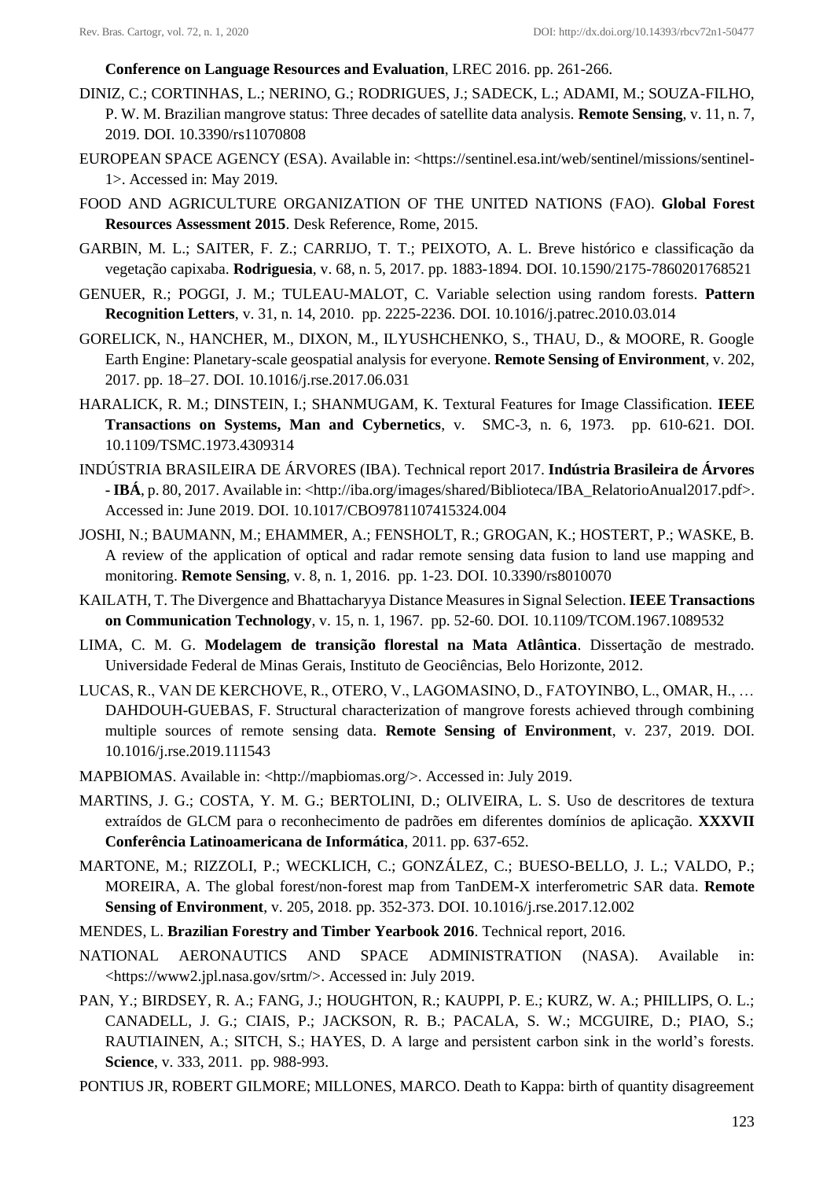**Conference on Language Resources and Evaluation**, LREC 2016. pp. 261-266.

DINIZ, C.; CORTINHAS, L.; NERINO, G.; RODRIGUES, J.; SADECK, L.; ADAMI, M.; SOUZA-FILHO, P. W. M. Brazilian mangrove status: Three decades of satellite data analysis. **Remote Sensing**, v. 11, n. 7, 2019. DOI. 10.3390/rs11070808

EUROPEAN SPACE AGENCY (ESA). Available in: <https://sentinel.esa.int/web/sentinel/missions/sentinel-1>. Accessed in: May 2019.

FOOD AND AGRICULTURE ORGANIZATION OF THE UNITED NATIONS (FAO). **Global Forest Resources Assessment 2015**. Desk Reference, Rome, 2015.

GARBIN, M. L.; SAITER, F. Z.; CARRIJO, T. T.; PEIXOTO, A. L. Breve histórico e classificação da vegetação capixaba. **Rodriguesia**, v. 68, n. 5, 2017. pp. 1883-1894. DOI. 10.1590/2175-7860201768521

GENUER, R.; POGGI, J. M.; TULEAU-MALOT, C. Variable selection using random forests. **Pattern Recognition Letters**, v. 31, n. 14, 2010. pp. 2225-2236. DOI. 10.1016/j.patrec.2010.03.014

GORELICK, N., HANCHER, M., DIXON, M., ILYUSHCHENKO, S., THAU, D., & MOORE, R. Google Earth Engine: Planetary-scale geospatial analysis for everyone. **Remote Sensing of Environment**, v. 202, 2017. pp. 18–27. DOI. 10.1016/j.rse.2017.06.031

HARALICK, R. M.; DINSTEIN, I.; SHANMUGAM, K. Textural Features for Image Classification. **IEEE Transactions on Systems, Man and Cybernetics**, v. SMC-3, n. 6, 1973. pp. 610-621. DOI. 10.1109/TSMC.1973.4309314

INDÚSTRIA BRASILEIRA DE ÁRVORES (IBA). Technical report 2017. **Indústria Brasileira de Árvores - IBÁ**, p. 80, 2017. Available in: <http://iba.org/images/shared/Biblioteca/IBA_RelatorioAnual2017.pdf>. Accessed in: June 2019. DOI. 10.1017/CBO9781107415324.004

JOSHI, N.; BAUMANN, M.; EHAMMER, A.; FENSHOLT, R.; GROGAN, K.; HOSTERT, P.; WASKE, B. A review of the application of optical and radar remote sensing data fusion to land use mapping and monitoring. **Remote Sensing**, v. 8, n. 1, 2016. pp. 1-23. DOI. 10.3390/rs8010070

KAILATH, T. The Divergence and Bhattacharyya Distance Measures in Signal Selection. **IEEE Transactions on Communication Technology**, v. 15, n. 1, 1967. pp. 52-60. DOI. 10.1109/TCOM.1967.1089532

LIMA, C. M. G. **Modelagem de transição florestal na Mata Atlântica**. Dissertação de mestrado. Universidade Federal de Minas Gerais, Instituto de Geociências, Belo Horizonte, 2012.

LUCAS, R., VAN DE KERCHOVE, R., OTERO, V., LAGOMASINO, D., FATOYINBO, L., OMAR, H., … DAHDOUH-GUEBAS, F. Structural characterization of mangrove forests achieved through combining multiple sources of remote sensing data. **Remote Sensing of Environment**, v. 237, 2019. DOI. 10.1016/j.rse.2019.111543

MAPBIOMAS. Available in: <http://mapbiomas.org/>. Accessed in: July 2019.

MARTINS, J. G.; COSTA, Y. M. G.; BERTOLINI, D.; OLIVEIRA, L. S. Uso de descritores de textura extraídos de GLCM para o reconhecimento de padrões em diferentes domínios de aplicação. **XXXVII Conferência Latinoamericana de Informática**, 2011. pp. 637-652.

MARTONE, M.; RIZZOLI, P.; WECKLICH, C.; GONZÁLEZ, C.; BUESO-BELLO, J. L.; VALDO, P.; MOREIRA, A. The global forest/non-forest map from TanDEM-X interferometric SAR data. **Remote Sensing of Environment**, v. 205, 2018. pp. 352-373. DOI. 10.1016/j.rse.2017.12.002

MENDES, L. **Brazilian Forestry and Timber Yearbook 2016**. Technical report, 2016.

NATIONAL AERONAUTICS AND SPACE ADMINISTRATION (NASA). Available in: <https://www2.jpl.nasa.gov/srtm/>. Accessed in: July 2019.

PAN, Y.; BIRDSEY, R. A.; FANG, J.; HOUGHTON, R.; KAUPPI, P. E.; KURZ, W. A.; PHILLIPS, O. L.; CANADELL, J. G.; CIAIS, P.; JACKSON, R. B.; PACALA, S. W.; MCGUIRE, D.; PIAO, S.; RAUTIAINEN, A.; SITCH, S.; HAYES, D. A large and persistent carbon sink in the world's forests. **Science**, v. 333, 2011. pp. 988-993.

PONTIUS JR, ROBERT GILMORE; MILLONES, MARCO. Death to Kappa: birth of quantity disagreement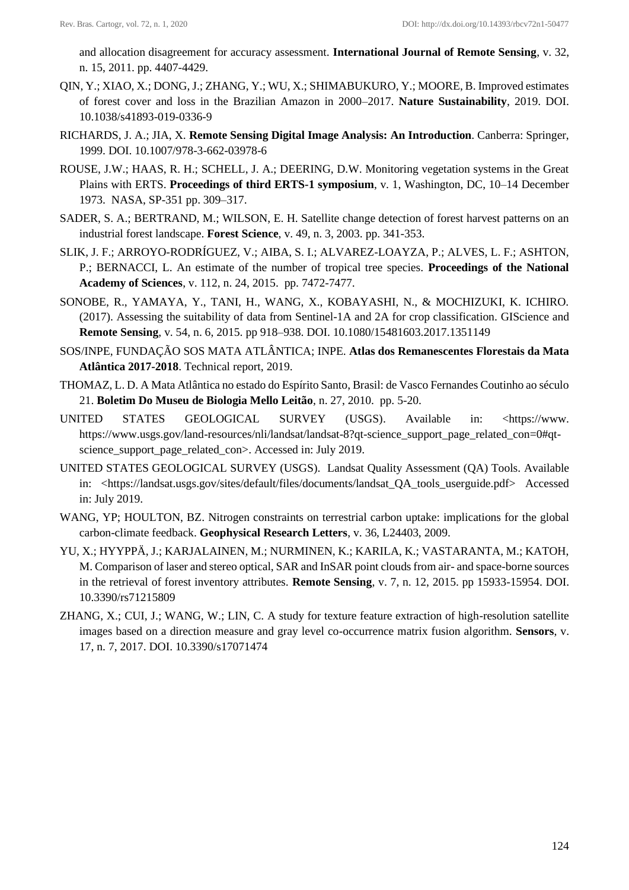and allocation disagreement for accuracy assessment. **International Journal of Remote Sensing**, v. 32, n. 15, 2011. pp. 4407-4429.

QIN, Y.; XIAO, X.; DONG, J.; ZHANG, Y.; WU, X.; SHIMABUKURO, Y.; MOORE, B. Improved estimates of forest cover and loss in the Brazilian Amazon in 2000–2017. **Nature Sustainability**, 2019. DOI. 10.1038/s41893-019-0336-9

RICHARDS, J. A.; JIA, X. **Remote Sensing Digital Image Analysis: An Introduction**. Canberra: Springer, 1999. DOI. 10.1007/978-3-662-03978-6

ROUSE, J.W.; HAAS, R. H.; SCHELL, J. A.; DEERING, D.W. Monitoring vegetation systems in the Great Plains with ERTS. **Proceedings of third ERTS-1 symposium**, v. 1, Washington, DC, 10–14 December 1973. NASA, SP-351 pp. 309–317.

SADER, S. A.; BERTRAND, M.; WILSON, E. H. Satellite change detection of forest harvest patterns on an industrial forest landscape. **Forest Science**, v. 49, n. 3, 2003. pp. 341-353.

SLIK, J. F.; ARROYO-RODRÍGUEZ, V.; AIBA, S. I.; ALVAREZ-LOAYZA, P.; ALVES, L. F.; ASHTON, P.; BERNACCI, L. An estimate of the number of tropical tree species. **Proceedings of the National Academy of Sciences**, v. 112, n. 24, 2015. pp. 7472-7477.

SONOBE, R., YAMAYA, Y., TANI, H., WANG, X., KOBAYASHI, N., & MOCHIZUKI, K. ICHIRO. (2017). Assessing the suitability of data from Sentinel-1A and 2A for crop classification. GIScience and **Remote Sensing**, v. 54, n. 6, 2015. pp 918–938. DOI. 10.1080/15481603.2017.1351149

SOS/INPE, FUNDAÇÃO SOS MATA ATLÂNTICA; INPE. **Atlas dos Remanescentes Florestais da Mata Atlântica 2017-2018**. Technical report, 2019.

THOMAZ, L. D. A Mata Atlântica no estado do Espírito Santo, Brasil: de Vasco Fernandes Coutinho ao século 21. **Boletim Do Museu de Biologia Mello Leitão**, n. 27, 2010. pp. 5-20.

UNITED STATES GEOLOGICAL SURVEY (USGS). Available in: <https://www. https://www.usgs.gov/land-resources/nli/landsat/landsat-8?qt-science_support_page_related_con=0#qt-science_support_page_related_con>. Accessed in: July 2019.

UNITED STATES GEOLOGICAL SURVEY (USGS). Landsat Quality Assessment (QA) Tools. Available in: <https://landsat.usgs.gov/sites/default/files/documents/landsat_QA_tools_userguide.pdf> Accessed in: July 2019.

WANG, YP; HOULTON, BZ. Nitrogen constraints on terrestrial carbon uptake: implications for the global carbon-climate feedback. **Geophysical Research Letters**, v. 36, L24403, 2009.

YU, X.; HYYPPÄ, J.; KARJALAINEN, M.; NURMINEN, K.; KARILA, K.; VASTARANTA, M.; KATOH, M. Comparison of laser and stereo optical, SAR and InSAR point clouds from air- and space-borne sources in the retrieval of forest inventory attributes. **Remote Sensing**, v. 7, n. 12, 2015. pp 15933-15954. DOI. 10.3390/rs71215809

ZHANG, X.; CUI, J.; WANG, W.; LIN, C. A study for texture feature extraction of high-resolution satellite images based on a direction measure and gray level co-occurrence matrix fusion algorithm. **Sensors**, v. 17, n. 7, 2017. DOI. 10.3390/s17071474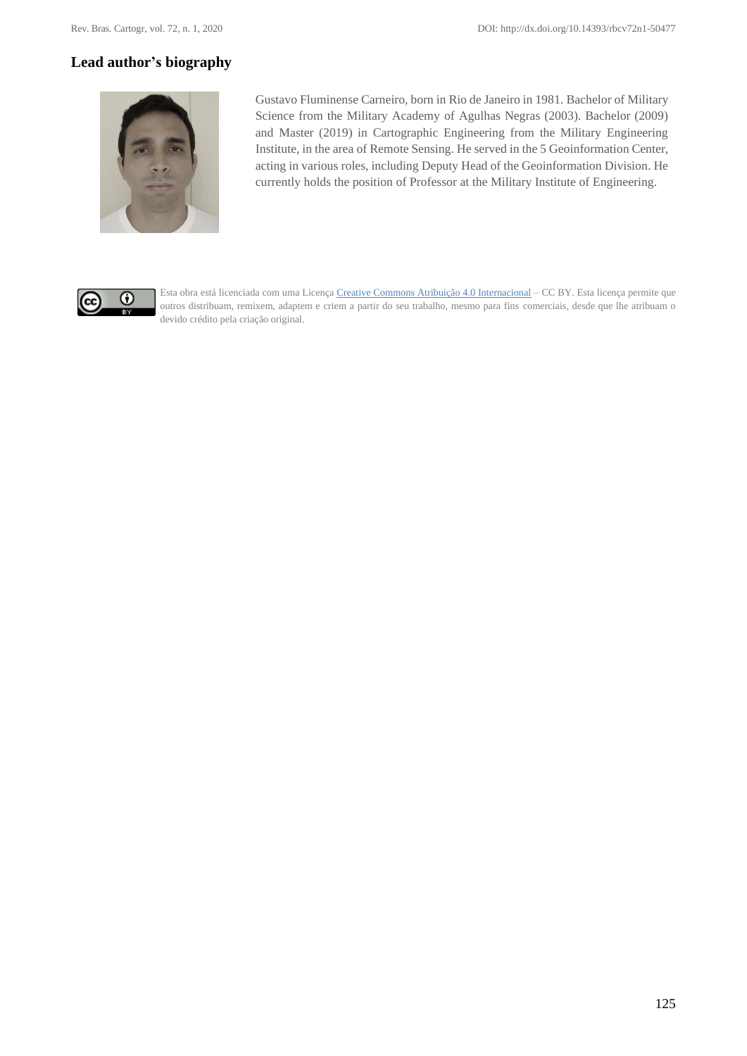## Lead author's biography

Gustavo Fluminense Carneiro, born in Rio de Janeiro in 1981. Bachelor of Military Science from the Military Academy of Agulhas Negras (2003). Bachelor (2009) and Master (2019) in Cartographic Engineering from the Military Engineering Institute, in the area of Remote Sensing. He served in the 5 Geoinformation Center, acting in various roles, including Deputy Head of the Geoinformation Division. He currently holds the position of Professor at the Military Institute of Engineering.

Esta obra está licenciada com uma Licença Creative Commons Atribuição 4.0 Internacional – CC BY. Esta licença permite que outros distribuam, remixem, adaptem e criem a partir do seu trabalho, mesmo para fins comerciais, desde que lhe atribuam o devido crédito pela criação original.